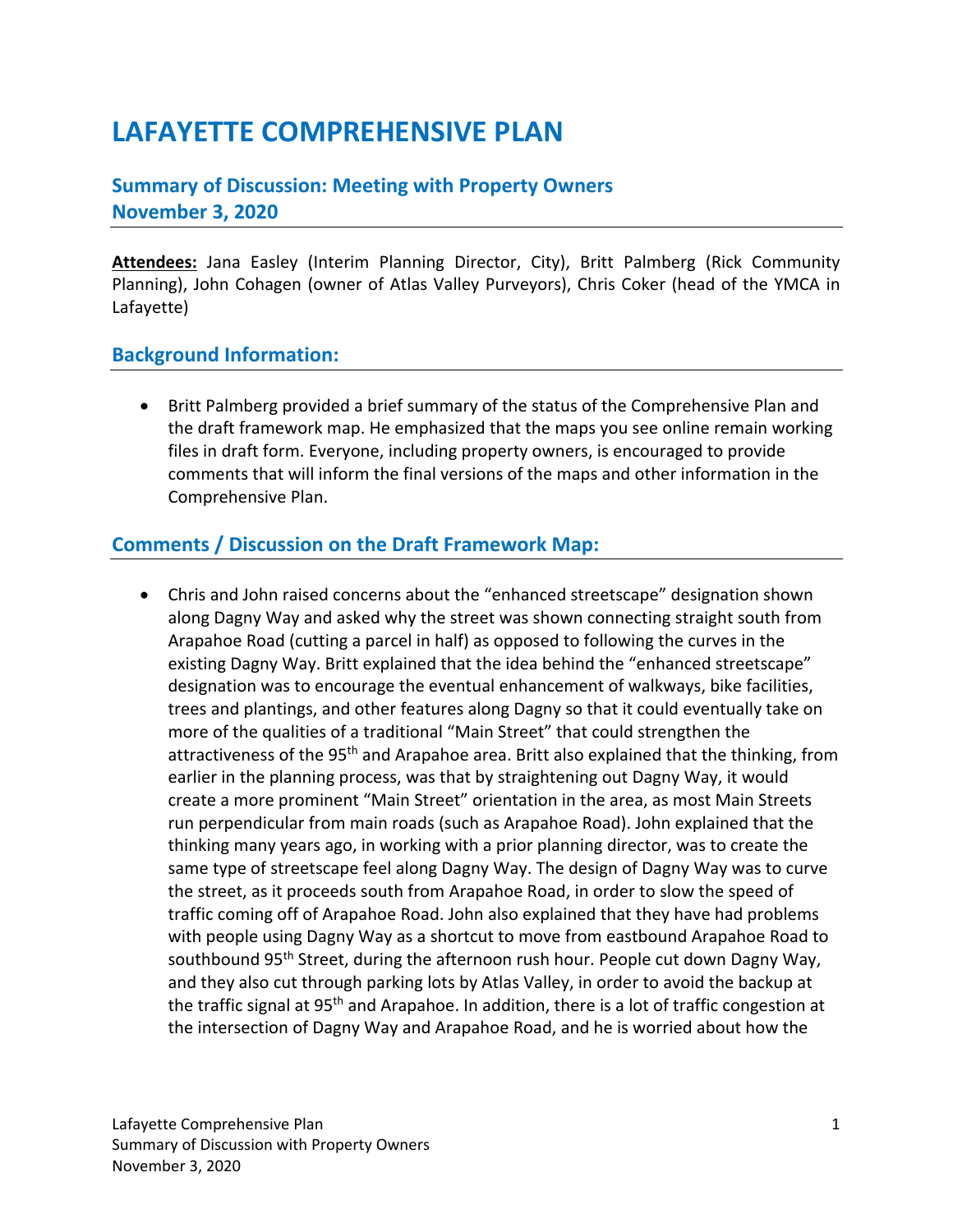# LAFAYETTE COMPREHENSIVE PLAN

## Summary of Discussion: Meeting with Property Owners
## November 3, 2020

**Attendees:** Jana Easley (Interim Planning Director, City), Britt Palmberg (Rick Community Planning), John Cohagen (owner of Atlas Valley Purveyors), Chris Coker (head of the YMCA in Lafayette)

## Background Information:

- Britt Palmberg provided a brief summary of the status of the Comprehensive Plan and the draft framework map. He emphasized that the maps you see online remain working files in draft form. Everyone, including property owners, is encouraged to provide comments that will inform the final versions of the maps and other information in the Comprehensive Plan.

## Comments / Discussion on the Draft Framework Map:

- Chris and John raised concerns about the "enhanced streetscape" designation shown along Dagny Way and asked why the street was shown connecting straight south from Arapahoe Road (cutting a parcel in half) as opposed to following the curves in the existing Dagny Way. Britt explained that the idea behind the "enhanced streetscape" designation was to encourage the eventual enhancement of walkways, bike facilities, trees and plantings, and other features along Dagny so that it could eventually take on more of the qualities of a traditional "Main Street" that could strengthen the attractiveness of the 95th and Arapahoe area. Britt also explained that the thinking, from earlier in the planning process, was that by straightening out Dagny Way, it would create a more prominent "Main Street" orientation in the area, as most Main Streets run perpendicular from main roads (such as Arapahoe Road). John explained that the thinking many years ago, in working with a prior planning director, was to create the same type of streetscape feel along Dagny Way. The design of Dagny Way was to curve the street, as it proceeds south from Arapahoe Road, in order to slow the speed of traffic coming off of Arapahoe Road. John also explained that they have had problems with people using Dagny Way as a shortcut to move from eastbound Arapahoe Road to southbound 95th Street, during the afternoon rush hour. People cut down Dagny Way, and they also cut through parking lots by Atlas Valley, in order to avoid the backup at the traffic signal at 95th and Arapahoe. In addition, there is a lot of traffic congestion at the intersection of Dagny Way and Arapahoe Road, and he is worried about how the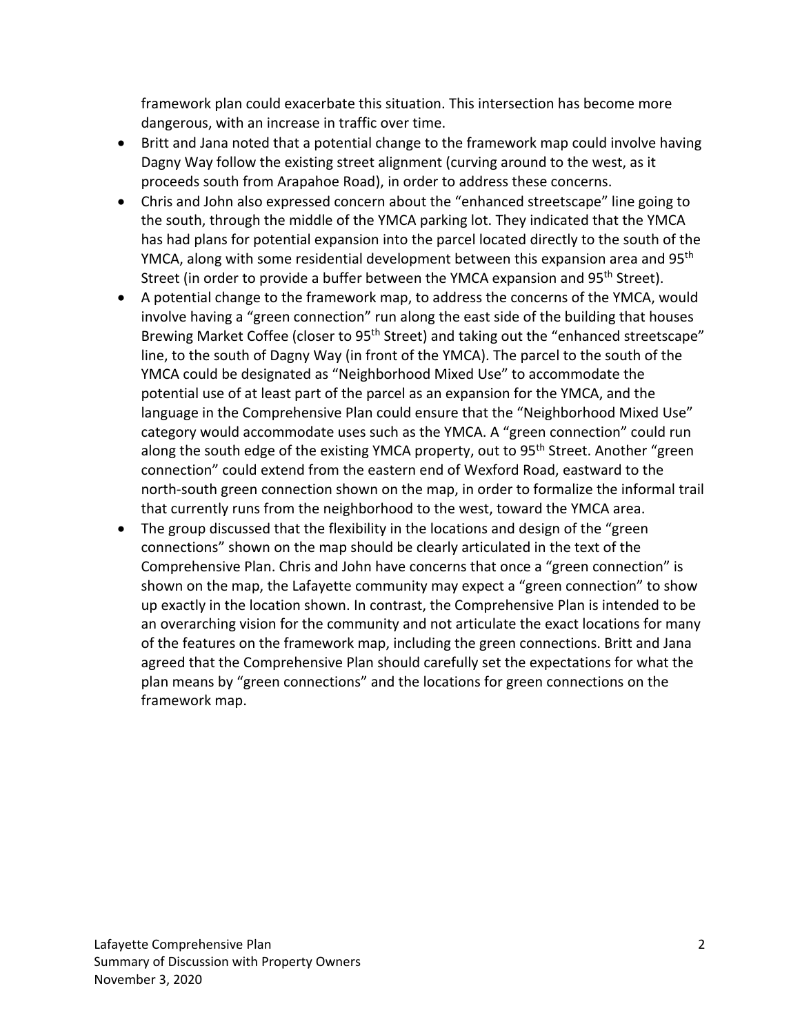framework plan could exacerbate this situation. This intersection has become more dangerous, with an increase in traffic over time.

- Britt and Jana noted that a potential change to the framework map could involve having Dagny Way follow the existing street alignment (curving around to the west, as it proceeds south from Arapahoe Road), in order to address these concerns.
- Chris and John also expressed concern about the "enhanced streetscape" line going to the south, through the middle of the YMCA parking lot. They indicated that the YMCA has had plans for potential expansion into the parcel located directly to the south of the YMCA, along with some residential development between this expansion area and 95th Street (in order to provide a buffer between the YMCA expansion and 95th Street).
- A potential change to the framework map, to address the concerns of the YMCA, would involve having a "green connection" run along the east side of the building that houses Brewing Market Coffee (closer to 95th Street) and taking out the "enhanced streetscape" line, to the south of Dagny Way (in front of the YMCA). The parcel to the south of the YMCA could be designated as "Neighborhood Mixed Use" to accommodate the potential use of at least part of the parcel as an expansion for the YMCA, and the language in the Comprehensive Plan could ensure that the "Neighborhood Mixed Use" category would accommodate uses such as the YMCA. A "green connection" could run along the south edge of the existing YMCA property, out to 95th Street. Another "green connection" could extend from the eastern end of Wexford Road, eastward to the north-south green connection shown on the map, in order to formalize the informal trail that currently runs from the neighborhood to the west, toward the YMCA area.
- The group discussed that the flexibility in the locations and design of the "green connections" shown on the map should be clearly articulated in the text of the Comprehensive Plan. Chris and John have concerns that once a "green connection" is shown on the map, the Lafayette community may expect a "green connection" to show up exactly in the location shown. In contrast, the Comprehensive Plan is intended to be an overarching vision for the community and not articulate the exact locations for many of the features on the framework map, including the green connections. Britt and Jana agreed that the Comprehensive Plan should carefully set the expectations for what the plan means by "green connections" and the locations for green connections on the framework map.